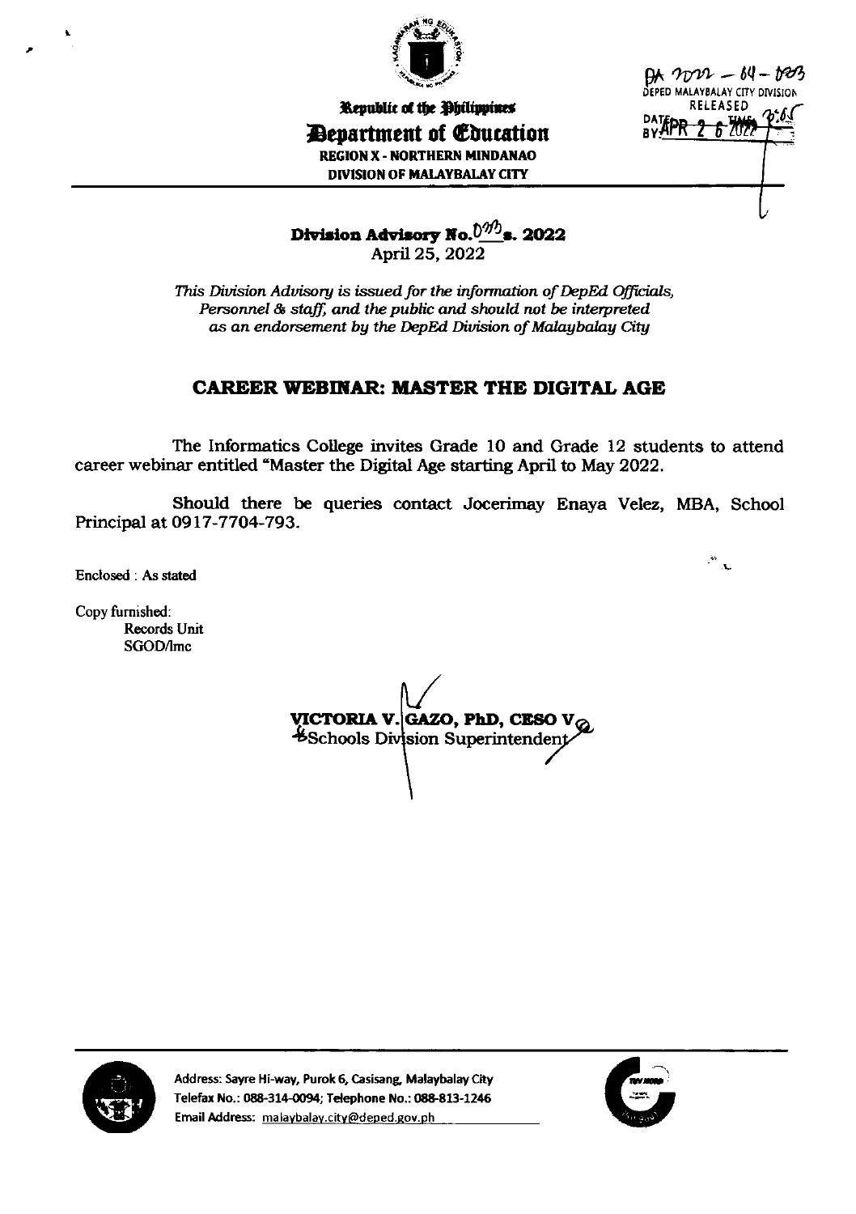Republic of the Philippines
**Department of Education**
REGION X - NORTHERN MINDANAO
DIVISION OF MALAYBALAY CITY

DA 2022 - 04 - 023
DEPED MALAYBALAY CITY DIVISION
RELEASED
DATE: APR 2 6 2022 TIME: 2:05
BY:

**Division Advisory No. 073 s. 2022**
April 25, 2022

*This Division Advisory is issued for the information of DepEd Officials, Personnel & staff, and the public and should not be interpreted as an endorsement by the DepEd Division of Malaybalay City*

## CAREER WEBINAR: MASTER THE DIGITAL AGE

The Informatics College invites Grade 10 and Grade 12 students to attend career webinar entitled "Master the Digital Age starting April to May 2022.

Should there be queries contact Jocerimay Enaya Velez, MBA, School Principal at 0917-7704-793.

Enclosed : As stated

Copy furnished:
Records Unit
SGOD/lmc

**VICTORIA V. GAZO, PhD, CESO V**
Schools Division Superintendent

Address: Sayre Hi-way, Purok 6, Casisang, Malaybalay City
Telefax No.: 088-314-0094; Telephone No.: 088-813-1246
Email Address: malaybalay.city@deped.gov.ph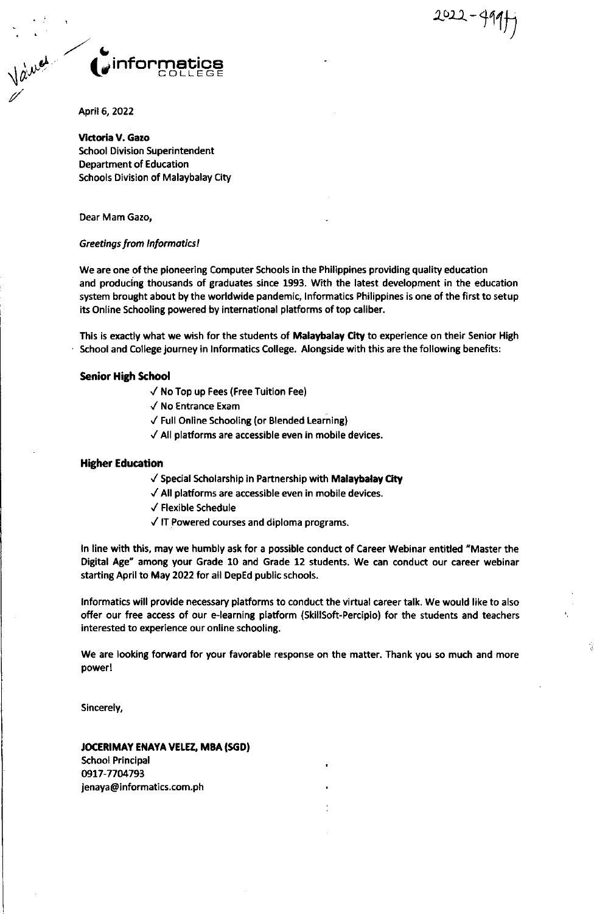2022-4997

informatics COLLEGE

April 6, 2022

**Victoria V. Gazo**
School Division Superintendent
Department of Education
Schools Division of Malaybalay City

Dear Mam Gazo,

*Greetings from Informatics!*

We are one of the pioneering Computer Schools in the Philippines providing quality education and producing thousands of graduates since 1993. With the latest development in the education system brought about by the worldwide pandemic, Informatics Philippines is one of the first to setup its Online Schooling powered by international platforms of top caliber.

This is exactly what we wish for the students of **Malaybalay City** to experience on their Senior High School and College journey in Informatics College. Alongside with this are the following benefits:

### Senior High School

- ✓ No Top up Fees (Free Tuition Fee)
- ✓ No Entrance Exam
- ✓ Full Online Schooling (or Blended Learning)
- ✓ All platforms are accessible even in mobile devices.

### Higher Education

- ✓ Special Scholarship in Partnership with **Malaybalay City**
- ✓ All platforms are accessible even in mobile devices.
- ✓ Flexible Schedule
- ✓ IT Powered courses and diploma programs.

In line with this, may we humbly ask for a possible conduct of Career Webinar entitled "Master the Digital Age" among your Grade 10 and Grade 12 students. We can conduct our career webinar starting April to May 2022 for all DepEd public schools.

Informatics will provide necessary platforms to conduct the virtual career talk. We would like to also offer our free access of our e-learning platform (SkillSoft-Percipio) for the students and teachers interested to experience our online schooling.

We are looking forward for your favorable response on the matter. Thank you so much and more power!

Sincerely,

**JOCERIMAY ENAYA VELEZ, MBA (SGD)**
School Principal
0917-7704793
jenaya@informatics.com.ph